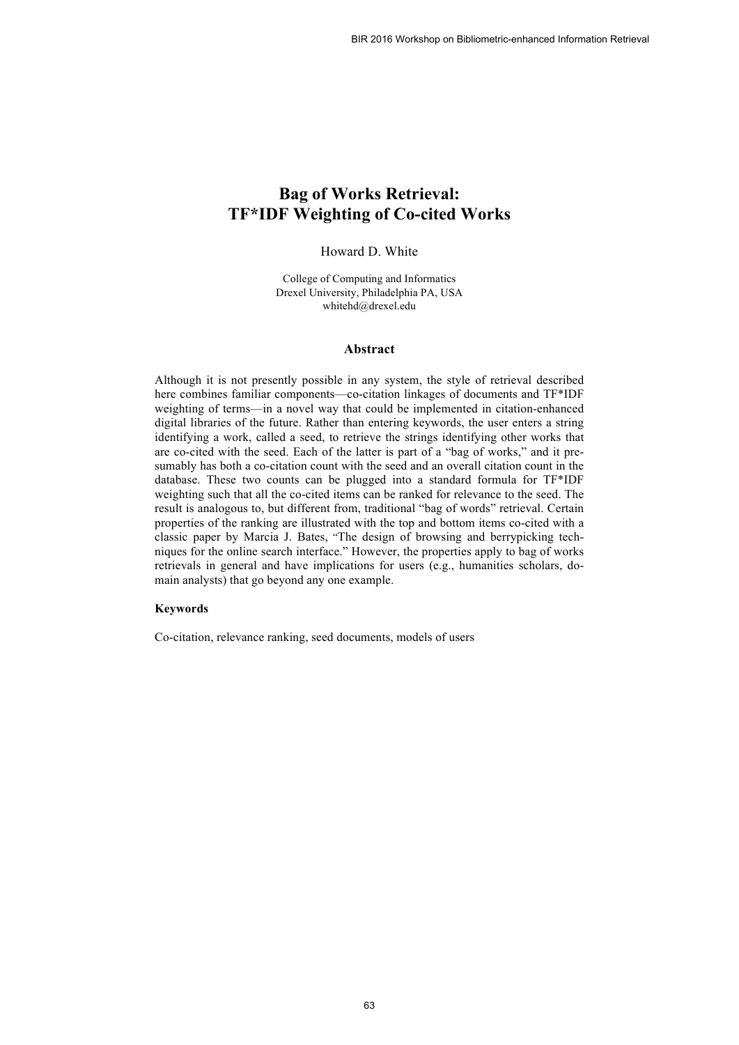# Bag of Works Retrieval: TF*IDF Weighting of Co-cited Works

Howard D. White

College of Computing and Informatics
Drexel University, Philadelphia PA, USA
whitehd@drexel.edu

## Abstract

Although it is not presently possible in any system, the style of retrieval described here combines familiar components—co-citation linkages of documents and TF*IDF weighting of terms—in a novel way that could be implemented in citation-enhanced digital libraries of the future. Rather than entering keywords, the user enters a string identifying a work, called a seed, to retrieve the strings identifying other works that are co-cited with the seed. Each of the latter is part of a "bag of works," and it presumably has both a co-citation count with the seed and an overall citation count in the database. These two counts can be plugged into a standard formula for TF*IDF weighting such that all the co-cited items can be ranked for relevance to the seed. The result is analogous to, but different from, traditional "bag of words" retrieval. Certain properties of the ranking are illustrated with the top and bottom items co-cited with a classic paper by Marcia J. Bates, "The design of browsing and berrypicking techniques for the online search interface." However, the properties apply to bag of works retrievals in general and have implications for users (e.g., humanities scholars, domain analysts) that go beyond any one example.

**Keywords**

Co-citation, relevance ranking, seed documents, models of users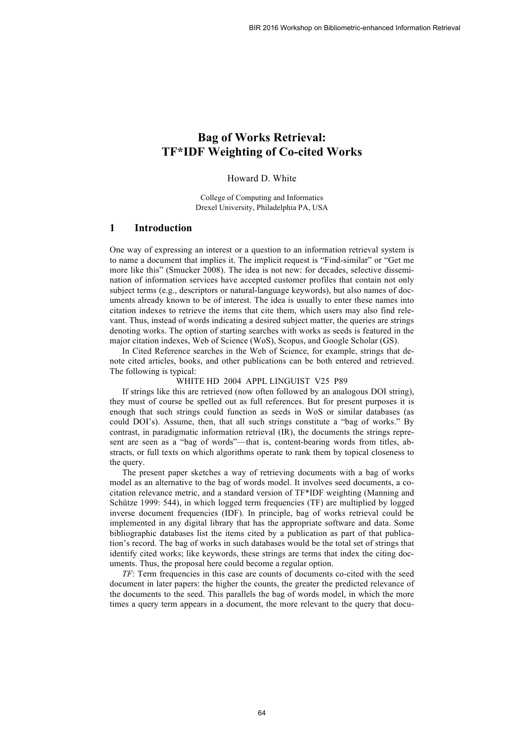# Bag of Works Retrieval: TF*IDF Weighting of Co-cited Works

Howard D. White

College of Computing and Informatics
Drexel University, Philadelphia PA, USA

## 1 Introduction

One way of expressing an interest or a question to an information retrieval system is to name a document that implies it. The implicit request is "Find-similar" or "Get me more like this" (Smucker 2008). The idea is not new: for decades, selective dissemination of information services have accepted customer profiles that contain not only subject terms (e.g., descriptors or natural-language keywords), but also names of documents already known to be of interest. The idea is usually to enter these names into citation indexes to retrieve the items that cite them, which users may also find relevant. Thus, instead of words indicating a desired subject matter, the queries are strings denoting works. The option of starting searches with works as seeds is featured in the major citation indexes, Web of Science (WoS), Scopus, and Google Scholar (GS).

In Cited Reference searches in the Web of Science, for example, strings that denote cited articles, books, and other publications can be both entered and retrieved. The following is typical:

WHITE HD 2004 APPL LINGUIST V25 P89

If strings like this are retrieved (now often followed by an analogous DOI string), they must of course be spelled out as full references. But for present purposes it is enough that such strings could function as seeds in WoS or similar databases (as could DOI's). Assume, then, that all such strings constitute a "bag of works." By contrast, in paradigmatic information retrieval (IR), the documents the strings represent are seen as a "bag of words"—that is, content-bearing words from titles, abstracts, or full texts on which algorithms operate to rank them by topical closeness to the query.

The present paper sketches a way of retrieving documents with a bag of works model as an alternative to the bag of words model. It involves seed documents, a co-citation relevance metric, and a standard version of TF*IDF weighting (Manning and Schütze 1999: 544), in which logged term frequencies (TF) are multiplied by logged inverse document frequencies (IDF). In principle, bag of works retrieval could be implemented in any digital library that has the appropriate software and data. Some bibliographic databases list the items cited by a publication as part of that publication's record. The bag of works in such databases would be the total set of strings that identify cited works; like keywords, these strings are terms that index the citing documents. Thus, the proposal here could become a regular option.

*TF*: Term frequencies in this case are counts of documents co-cited with the seed document in later papers: the higher the counts, the greater the predicted relevance of the documents to the seed. This parallels the bag of words model, in which the more times a query term appears in a document, the more relevant to the query that docu-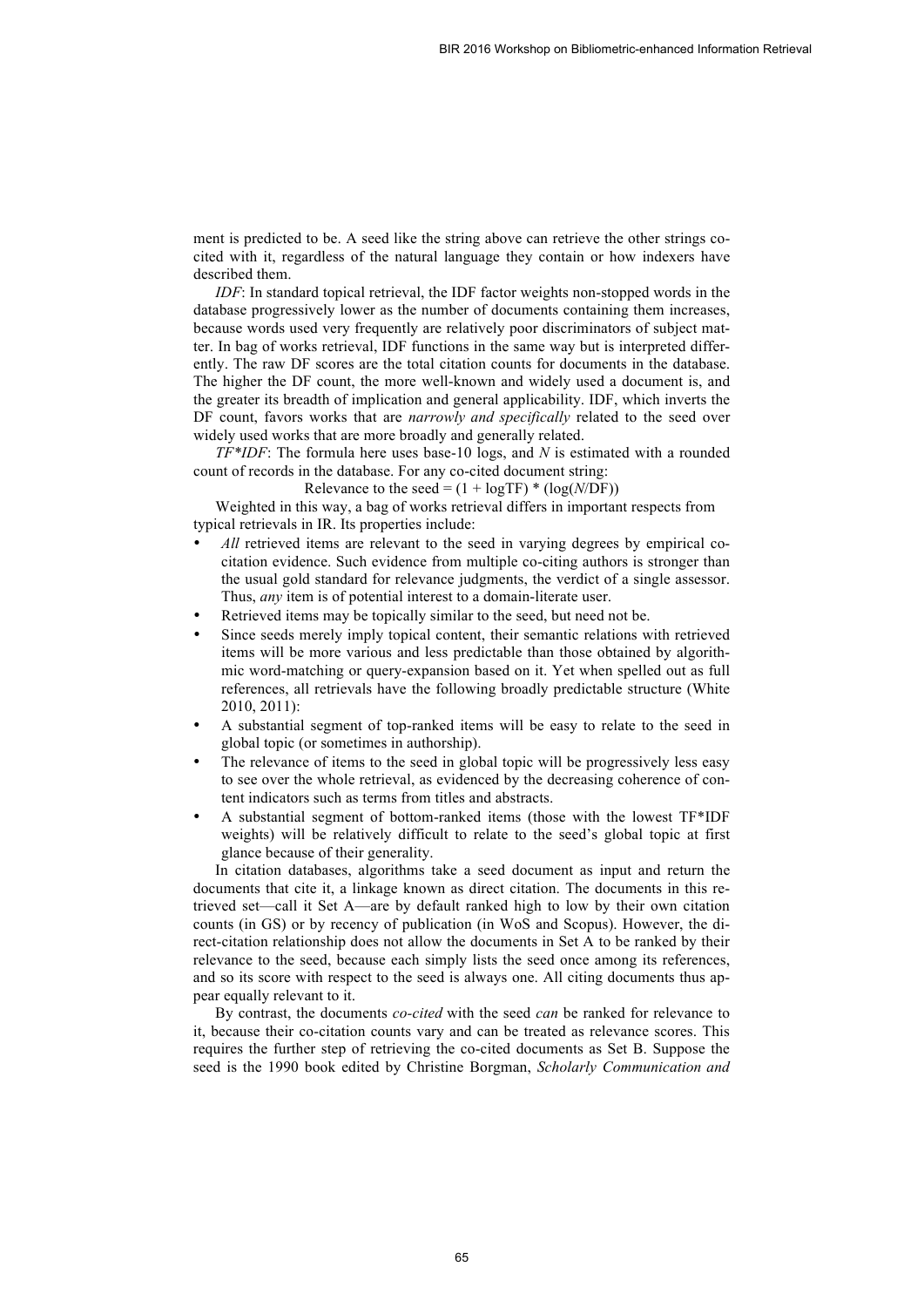ment is predicted to be. A seed like the string above can retrieve the other strings co-cited with it, regardless of the natural language they contain or how indexers have described them.

*IDF*: In standard topical retrieval, the IDF factor weights non-stopped words in the database progressively lower as the number of documents containing them increases, because words used very frequently are relatively poor discriminators of subject matter. In bag of works retrieval, IDF functions in the same way but is interpreted differently. The raw DF scores are the total citation counts for documents in the database. The higher the DF count, the more well-known and widely used a document is, and the greater its breadth of implication and general applicability. IDF, which inverts the DF count, favors works that are *narrowly and specifically* related to the seed over widely used works that are more broadly and generally related.

*TF*IDF*: The formula here uses base-10 logs, and $N$ is estimated with a rounded count of records in the database. For any co-cited document string:

$$\text{Relevance to the seed} = (1 + \log\text{TF}) * (\log(N/\text{DF}))$$

Weighted in this way, a bag of works retrieval differs in important respects from typical retrievals in IR. Its properties include:

- *All* retrieved items are relevant to the seed in varying degrees by empirical co-citation evidence. Such evidence from multiple co-citing authors is stronger than the usual gold standard for relevance judgments, the verdict of a single assessor. Thus, *any* item is of potential interest to a domain-literate user.
- Retrieved items may be topically similar to the seed, but need not be.
- Since seeds merely imply topical content, their semantic relations with retrieved items will be more various and less predictable than those obtained by algorithmic word-matching or query-expansion based on it. Yet when spelled out as full references, all retrievals have the following broadly predictable structure (White 2010, 2011):
- A substantial segment of top-ranked items will be easy to relate to the seed in global topic (or sometimes in authorship).
- The relevance of items to the seed in global topic will be progressively less easy to see over the whole retrieval, as evidenced by the decreasing coherence of content indicators such as terms from titles and abstracts.
- A substantial segment of bottom-ranked items (those with the lowest TF*IDF weights) will be relatively difficult to relate to the seed's global topic at first glance because of their generality.

In citation databases, algorithms take a seed document as input and return the documents that cite it, a linkage known as direct citation. The documents in this retrieved set—call it Set A—are by default ranked high to low by their own citation counts (in GS) or by recency of publication (in WoS and Scopus). However, the direct-citation relationship does not allow the documents in Set A to be ranked by their relevance to the seed, because each simply lists the seed once among its references, and so its score with respect to the seed is always one. All citing documents thus appear equally relevant to it.

By contrast, the documents *co-cited* with the seed *can* be ranked for relevance to it, because their co-citation counts vary and can be treated as relevance scores. This requires the further step of retrieving the co-cited documents as Set B. Suppose the seed is the 1990 book edited by Christine Borgman, *Scholarly Communication and*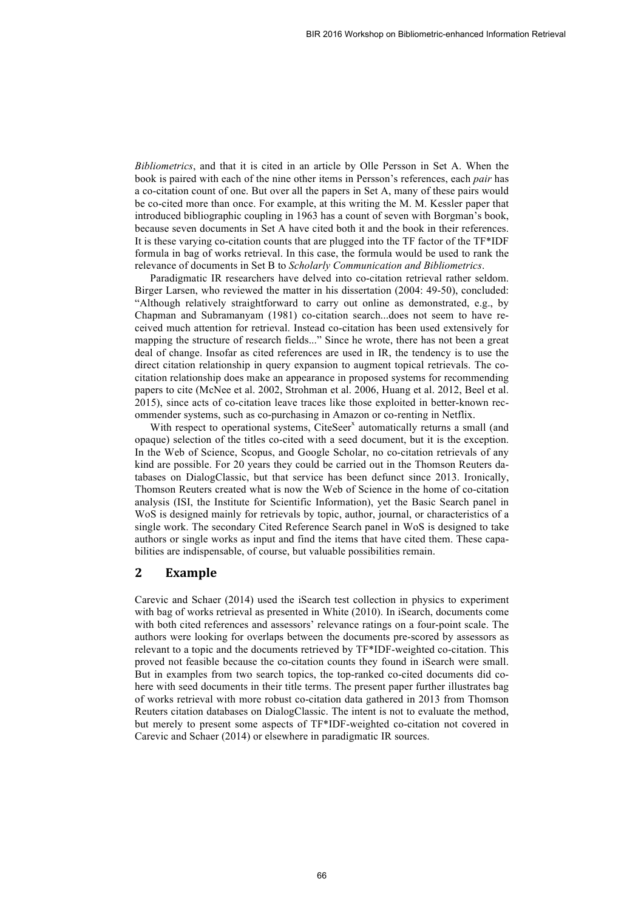*Bibliometrics*, and that it is cited in an article by Olle Persson in Set A. When the book is paired with each of the nine other items in Persson's references, each *pair* has a co-citation count of one. But over all the papers in Set A, many of these pairs would be co-cited more than once. For example, at this writing the M. M. Kessler paper that introduced bibliographic coupling in 1963 has a count of seven with Borgman's book, because seven documents in Set A have cited both it and the book in their references. It is these varying co-citation counts that are plugged into the TF factor of the TF*IDF formula in bag of works retrieval. In this case, the formula would be used to rank the relevance of documents in Set B to *Scholarly Communication and Bibliometrics*.

Paradigmatic IR researchers have delved into co-citation retrieval rather seldom. Birger Larsen, who reviewed the matter in his dissertation (2004: 49-50), concluded: "Although relatively straightforward to carry out online as demonstrated, e.g., by Chapman and Subramanyam (1981) co-citation search...does not seem to have received much attention for retrieval. Instead co-citation has been used extensively for mapping the structure of research fields..." Since he wrote, there has not been a great deal of change. Insofar as cited references are used in IR, the tendency is to use the direct citation relationship in query expansion to augment topical retrievals. The co-citation relationship does make an appearance in proposed systems for recommending papers to cite (McNee et al. 2002, Strohman et al. 2006, Huang et al. 2012, Beel et al. 2015), since acts of co-citation leave traces like those exploited in better-known recommender systems, such as co-purchasing in Amazon or co-renting in Netflix.

With respect to operational systems, CiteSeer[x] automatically returns a small (and opaque) selection of the titles co-cited with a seed document, but it is the exception. In the Web of Science, Scopus, and Google Scholar, no co-citation retrievals of any kind are possible. For 20 years they could be carried out in the Thomson Reuters databases on DialogClassic, but that service has been defunct since 2013. Ironically, Thomson Reuters created what is now the Web of Science in the home of co-citation analysis (ISI, the Institute for Scientific Information), yet the Basic Search panel in WoS is designed mainly for retrievals by topic, author, journal, or characteristics of a single work. The secondary Cited Reference Search panel in WoS is designed to take authors or single works as input and find the items that have cited them. These capabilities are indispensable, of course, but valuable possibilities remain.

## 2 Example

Carevic and Schaer (2014) used the iSearch test collection in physics to experiment with bag of works retrieval as presented in White (2010). In iSearch, documents come with both cited references and assessors' relevance ratings on a four-point scale. The authors were looking for overlaps between the documents pre-scored by assessors as relevant to a topic and the documents retrieved by TF*IDF-weighted co-citation. This proved not feasible because the co-citation counts they found in iSearch were small. But in examples from two search topics, the top-ranked co-cited documents did cohere with seed documents in their title terms. The present paper further illustrates bag of works retrieval with more robust co-citation data gathered in 2013 from Thomson Reuters citation databases on DialogClassic. The intent is not to evaluate the method, but merely to present some aspects of TF*IDF-weighted co-citation not covered in Carevic and Schaer (2014) or elsewhere in paradigmatic IR sources.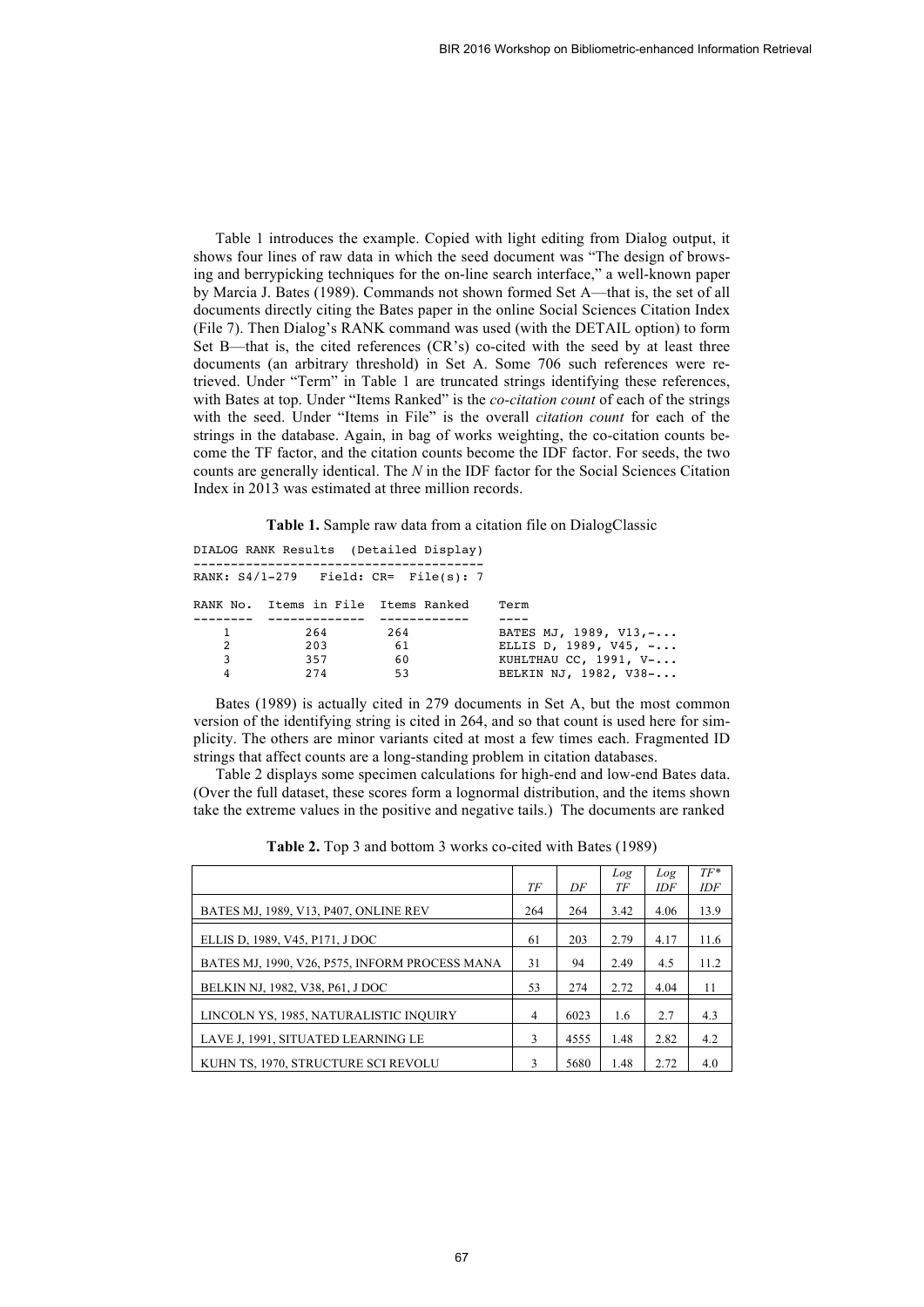Table 1 introduces the example. Copied with light editing from Dialog output, it shows four lines of raw data in which the seed document was "The design of browsing and berrypicking techniques for the on-line search interface," a well-known paper by Marcia J. Bates (1989). Commands not shown formed Set A—that is, the set of all documents directly citing the Bates paper in the online Social Sciences Citation Index (File 7). Then Dialog's RANK command was used (with the DETAIL option) to form Set B—that is, the cited references (CR's) co-cited with the seed by at least three documents (an arbitrary threshold) in Set A. Some 706 such references were retrieved. Under "Term" in Table 1 are truncated strings identifying these references, with Bates at top. Under "Items Ranked" is the *co-citation count* of each of the strings with the seed. Under "Items in File" is the overall *citation count* for each of the strings in the database. Again, in bag of works weighting, the co-citation counts become the TF factor, and the citation counts become the IDF factor. For seeds, the two counts are generally identical. The *N* in the IDF factor for the Social Sciences Citation Index in 2013 was estimated at three million records.

**Table 1.** Sample raw data from a citation file on DialogClassic

```
DIALOG RANK Results  (Detailed Display)
---------------------------------------
RANK: S4/1-279   Field: CR=  File(s): 7

RANK No.  Items in File  Items Ranked    Term
--------  -------------  ------------    ----
   1          264           264          BATES MJ, 1989, V13,-...
   2          203            61          ELLIS D, 1989, V45, -...
   3          357            60          KUHLTHAU CC, 1991, V-...
   4          274            53          BELKIN NJ, 1982, V38-...
```

Bates (1989) is actually cited in 279 documents in Set A, but the most common version of the identifying string is cited in 264, and so that count is used here for simplicity. The others are minor variants cited at most a few times each. Fragmented ID strings that affect counts are a long-standing problem in citation databases.

Table 2 displays some specimen calculations for high-end and low-end Bates data. (Over the full dataset, these scores form a lognormal distribution, and the items shown take the extreme values in the positive and negative tails.) The documents are ranked

**Table 2.** Top 3 and bottom 3 works co-cited with Bates (1989)

| | *TF* | *DF* | *Log TF* | *Log IDF* | *TF\* IDF* |
|---|---|---|---|---|---|
| BATES MJ, 1989, V13, P407, ONLINE REV | 264 | 264 | 3.42 | 4.06 | 13.9 |
| ELLIS D, 1989, V45, P171, J DOC | 61 | 203 | 2.79 | 4.17 | 11.6 |
| BATES MJ, 1990, V26, P575, INFORM PROCESS MANA | 31 | 94 | 2.49 | 4.5 | 11.2 |
| BELKIN NJ, 1982, V38, P61, J DOC | 53 | 274 | 2.72 | 4.04 | 11 |
| LINCOLN YS, 1985, NATURALISTIC INQUIRY | 4 | 6023 | 1.6 | 2.7 | 4.3 |
| LAVE J, 1991, SITUATED LEARNING LE | 3 | 4555 | 1.48 | 2.82 | 4.2 |
| KUHN TS, 1970, STRUCTURE SCI REVOLU | 3 | 5680 | 1.48 | 2.72 | 4.0 |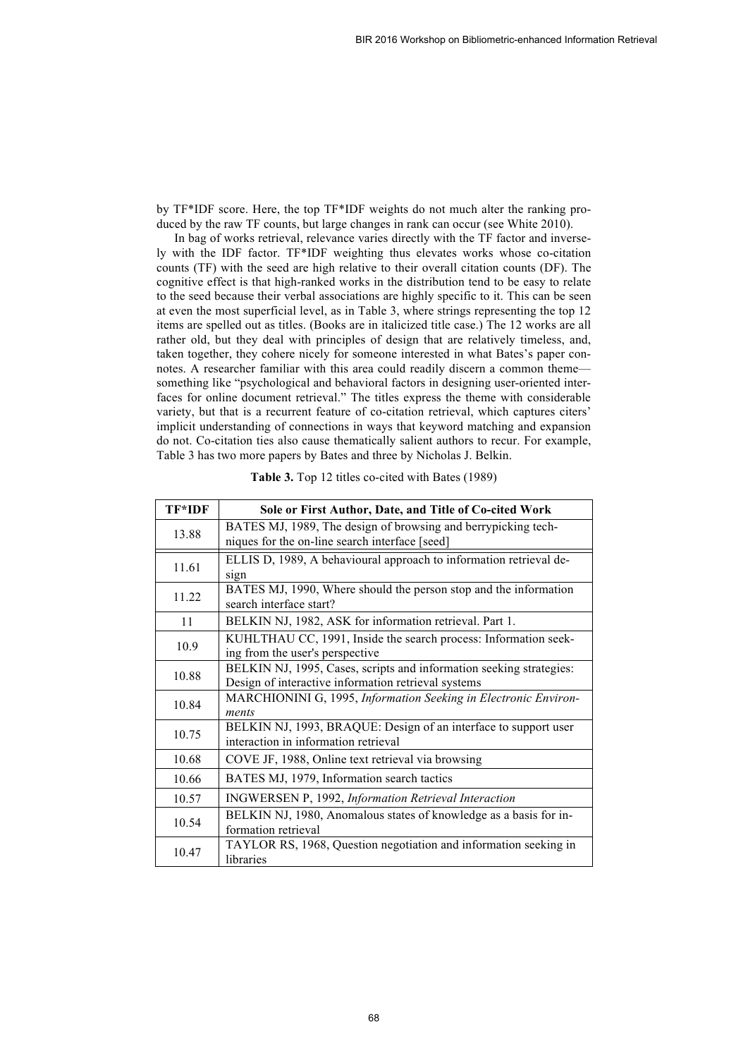by TF*IDF score. Here, the top TF*IDF weights do not much alter the ranking produced by the raw TF counts, but large changes in rank can occur (see White 2010).

In bag of works retrieval, relevance varies directly with the TF factor and inversely with the IDF factor. TF*IDF weighting thus elevates works whose co-citation counts (TF) with the seed are high relative to their overall citation counts (DF). The cognitive effect is that high-ranked works in the distribution tend to be easy to relate to the seed because their verbal associations are highly specific to it. This can be seen at even the most superficial level, as in Table 3, where strings representing the top 12 items are spelled out as titles. (Books are in italicized title case.) The 12 works are all rather old, but they deal with principles of design that are relatively timeless, and, taken together, they cohere nicely for someone interested in what Bates's paper connotes. A researcher familiar with this area could readily discern a common theme—something like "psychological and behavioral factors in designing user-oriented interfaces for online document retrieval." The titles express the theme with considerable variety, but that is a recurrent feature of co-citation retrieval, which captures citers' implicit understanding of connections in ways that keyword matching and expansion do not. Co-citation ties also cause thematically salient authors to recur. For example, Table 3 has two more papers by Bates and three by Nicholas J. Belkin.

**Table 3.** Top 12 titles co-cited with Bates (1989)

| TF*IDF | Sole or First Author, Date, and Title of Co-cited Work |
|---|---|
| 13.88 | BATES MJ, 1989, The design of browsing and berrypicking techniques for the on-line search interface [seed] |
| 11.61 | ELLIS D, 1989, A behavioural approach to information retrieval design |
| 11.22 | BATES MJ, 1990, Where should the person stop and the information search interface start? |
| 11 | BELKIN NJ, 1982, ASK for information retrieval. Part 1. |
| 10.9 | KUHLTHAU CC, 1991, Inside the search process: Information seeking from the user's perspective |
| 10.88 | BELKIN NJ, 1995, Cases, scripts and information seeking strategies: Design of interactive information retrieval systems |
| 10.84 | MARCHIONINI G, 1995, *Information Seeking in Electronic Environments* |
| 10.75 | BELKIN NJ, 1993, BRAQUE: Design of an interface to support user interaction in information retrieval |
| 10.68 | COVE JF, 1988, Online text retrieval via browsing |
| 10.66 | BATES MJ, 1979, Information search tactics |
| 10.57 | INGWERSEN P, 1992, *Information Retrieval Interaction* |
| 10.54 | BELKIN NJ, 1980, Anomalous states of knowledge as a basis for information retrieval |
| 10.47 | TAYLOR RS, 1968, Question negotiation and information seeking in libraries |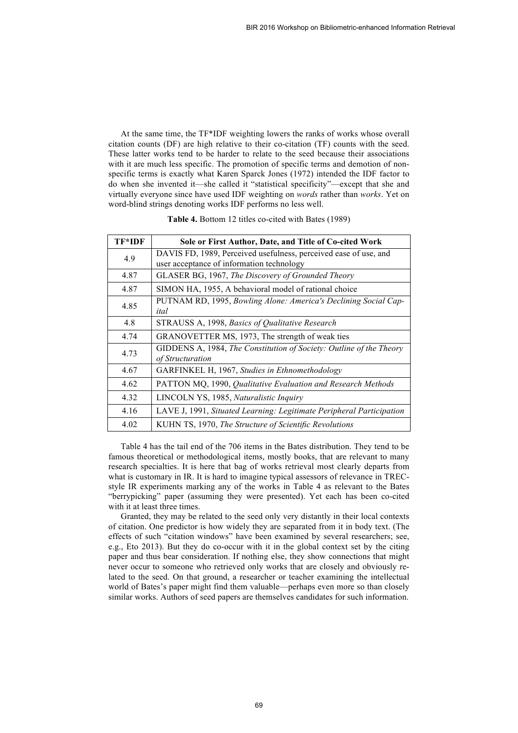At the same time, the TF*IDF weighting lowers the ranks of works whose overall citation counts (DF) are high relative to their co-citation (TF) counts with the seed. These latter works tend to be harder to relate to the seed because their associations with it are much less specific. The promotion of specific terms and demotion of non-specific terms is exactly what Karen Sparck Jones (1972) intended the IDF factor to do when she invented it—she called it "statistical specificity"—except that she and virtually everyone since have used IDF weighting on *words* rather than *works*. Yet on word-blind strings denoting works IDF performs no less well.

**Table 4.** Bottom 12 titles co-cited with Bates (1989)

| TF*IDF | Sole or First Author, Date, and Title of Co-cited Work |
|---|---|
| 4.9 | DAVIS FD, 1989, Perceived usefulness, perceived ease of use, and user acceptance of information technology |
| 4.87 | GLASER BG, 1967, *The Discovery of Grounded Theory* |
| 4.87 | SIMON HA, 1955, A behavioral model of rational choice |
| 4.85 | PUTNAM RD, 1995, *Bowling Alone: America's Declining Social Capital* |
| 4.8 | STRAUSS A, 1998, *Basics of Qualitative Research* |
| 4.74 | GRANOVETTER MS, 1973, The strength of weak ties |
| 4.73 | GIDDENS A, 1984, *The Constitution of Society: Outline of the Theory of Structuration* |
| 4.67 | GARFINKEL H, 1967, *Studies in Ethnomethodology* |
| 4.62 | PATTON MQ, 1990, *Qualitative Evaluation and Research Methods* |
| 4.32 | LINCOLN YS, 1985, *Naturalistic Inquiry* |
| 4.16 | LAVE J, 1991, *Situated Learning: Legitimate Peripheral Participation* |
| 4.02 | KUHN TS, 1970, *The Structure of Scientific Revolutions* |

Table 4 has the tail end of the 706 items in the Bates distribution. They tend to be famous theoretical or methodological items, mostly books, that are relevant to many research specialties. It is here that bag of works retrieval most clearly departs from what is customary in IR. It is hard to imagine typical assessors of relevance in TREC-style IR experiments marking any of the works in Table 4 as relevant to the Bates "berrypicking" paper (assuming they were presented). Yet each has been co-cited with it at least three times.

Granted, they may be related to the seed only very distantly in their local contexts of citation. One predictor is how widely they are separated from it in body text. (The effects of such "citation windows" have been examined by several researchers; see, e.g., Eto 2013). But they do co-occur with it in the global context set by the citing paper and thus bear consideration. If nothing else, they show connections that might never occur to someone who retrieved only works that are closely and obviously related to the seed. On that ground, a researcher or teacher examining the intellectual world of Bates's paper might find them valuable—perhaps even more so than closely similar works. Authors of seed papers are themselves candidates for such information.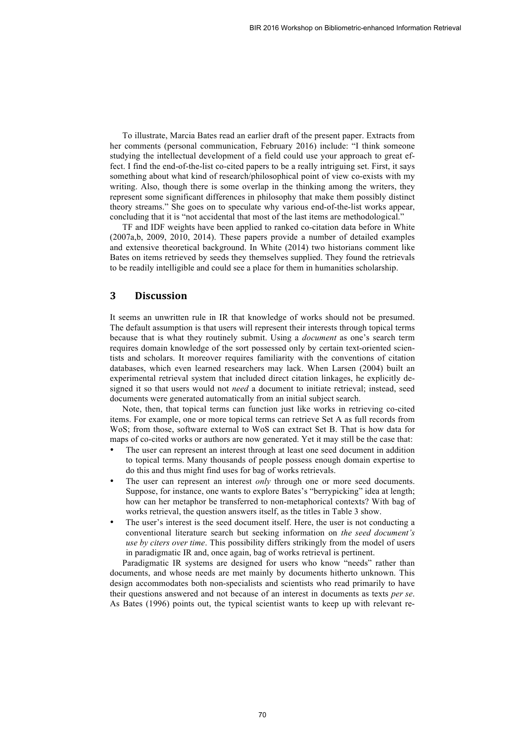To illustrate, Marcia Bates read an earlier draft of the present paper. Extracts from her comments (personal communication, February 2016) include: "I think someone studying the intellectual development of a field could use your approach to great effect. I find the end-of-the-list co-cited papers to be a really intriguing set. First, it says something about what kind of research/philosophical point of view co-exists with my writing. Also, though there is some overlap in the thinking among the writers, they represent some significant differences in philosophy that make them possibly distinct theory streams." She goes on to speculate why various end-of-the-list works appear, concluding that it is "not accidental that most of the last items are methodological."

TF and IDF weights have been applied to ranked co-citation data before in White (2007a,b, 2009, 2010, 2014). These papers provide a number of detailed examples and extensive theoretical background. In White (2014) two historians comment like Bates on items retrieved by seeds they themselves supplied. They found the retrievals to be readily intelligible and could see a place for them in humanities scholarship.

## 3 Discussion

It seems an unwritten rule in IR that knowledge of works should not be presumed. The default assumption is that users will represent their interests through topical terms because that is what they routinely submit. Using a *document* as one's search term requires domain knowledge of the sort possessed only by certain text-oriented scientists and scholars. It moreover requires familiarity with the conventions of citation databases, which even learned researchers may lack. When Larsen (2004) built an experimental retrieval system that included direct citation linkages, he explicitly designed it so that users would not *need* a document to initiate retrieval; instead, seed documents were generated automatically from an initial subject search.

Note, then, that topical terms can function just like works in retrieving co-cited items. For example, one or more topical terms can retrieve Set A as full records from WoS; from those, software external to WoS can extract Set B. That is how data for maps of co-cited works or authors are now generated. Yet it may still be the case that:

- The user can represent an interest through at least one seed document in addition to topical terms. Many thousands of people possess enough domain expertise to do this and thus might find uses for bag of works retrievals.
- The user can represent an interest *only* through one or more seed documents. Suppose, for instance, one wants to explore Bates's "berrypicking" idea at length; how can her metaphor be transferred to non-metaphorical contexts? With bag of works retrieval, the question answers itself, as the titles in Table 3 show.
- The user's interest is the seed document itself. Here, the user is not conducting a conventional literature search but seeking information on *the seed document's use by citers over time*. This possibility differs strikingly from the model of users in paradigmatic IR and, once again, bag of works retrieval is pertinent.

Paradigmatic IR systems are designed for users who know "needs" rather than documents, and whose needs are met mainly by documents hitherto unknown. This design accommodates both non-specialists and scientists who read primarily to have their questions answered and not because of an interest in documents as texts *per se*. As Bates (1996) points out, the typical scientist wants to keep up with relevant re-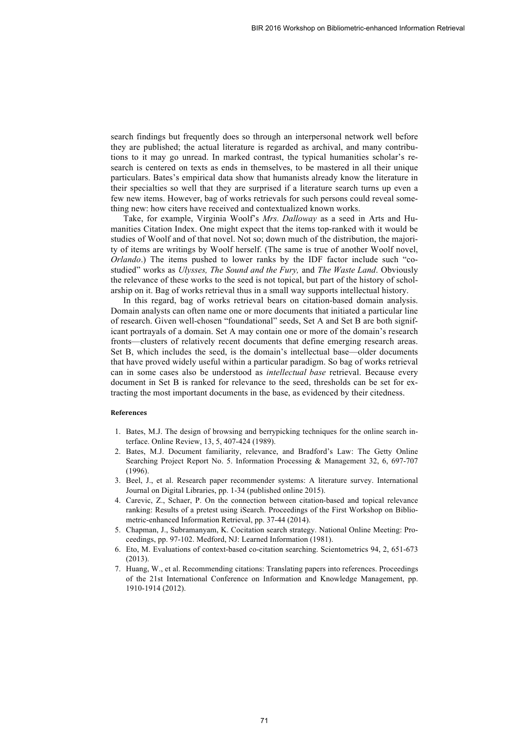search findings but frequently does so through an interpersonal network well before they are published; the actual literature is regarded as archival, and many contributions to it may go unread. In marked contrast, the typical humanities scholar's research is centered on texts as ends in themselves, to be mastered in all their unique particulars. Bates's empirical data show that humanists already know the literature in their specialties so well that they are surprised if a literature search turns up even a few new items. However, bag of works retrievals for such persons could reveal something new: how citers have received and contextualized known works.

Take, for example, Virginia Woolf's *Mrs. Dalloway* as a seed in Arts and Humanities Citation Index. One might expect that the items top-ranked with it would be studies of Woolf and of that novel. Not so; down much of the distribution, the majority of items are writings by Woolf herself. (The same is true of another Woolf novel, *Orlando*.) The items pushed to lower ranks by the IDF factor include such "co-studied" works as *Ulysses, The Sound and the Fury,* and *The Waste Land*. Obviously the relevance of these works to the seed is not topical, but part of the history of scholarship on it. Bag of works retrieval thus in a small way supports intellectual history.

In this regard, bag of works retrieval bears on citation-based domain analysis. Domain analysts can often name one or more documents that initiated a particular line of research. Given well-chosen "foundational" seeds, Set A and Set B are both significant portrayals of a domain. Set A may contain one or more of the domain's research fronts—clusters of relatively recent documents that define emerging research areas. Set B, which includes the seed, is the domain's intellectual base—older documents that have proved widely useful within a particular paradigm. So bag of works retrieval can in some cases also be understood as *intellectual base* retrieval. Because every document in Set B is ranked for relevance to the seed, thresholds can be set for extracting the most important documents in the base, as evidenced by their citedness.

#### References

1. Bates, M.J. The design of browsing and berrypicking techniques for the online search interface. Online Review, 13, 5, 407-424 (1989).
2. Bates, M.J. Document familiarity, relevance, and Bradford's Law: The Getty Online Searching Project Report No. 5. Information Processing & Management 32, 6, 697-707 (1996).
3. Beel, J., et al. Research paper recommender systems: A literature survey. International Journal on Digital Libraries, pp. 1-34 (published online 2015).
4. Carevic, Z., Schaer, P. On the connection between citation-based and topical relevance ranking: Results of a pretest using iSearch. Proceedings of the First Workshop on Bibliometric-enhanced Information Retrieval, pp. 37-44 (2014).
5. Chapman, J., Subramanyam, K. Cocitation search strategy. National Online Meeting: Proceedings, pp. 97-102. Medford, NJ: Learned Information (1981).
6. Eto, M. Evaluations of context-based co-citation searching. Scientometrics 94, 2, 651-673 (2013).
7. Huang, W., et al. Recommending citations: Translating papers into references. Proceedings of the 21st International Conference on Information and Knowledge Management, pp. 1910-1914 (2012).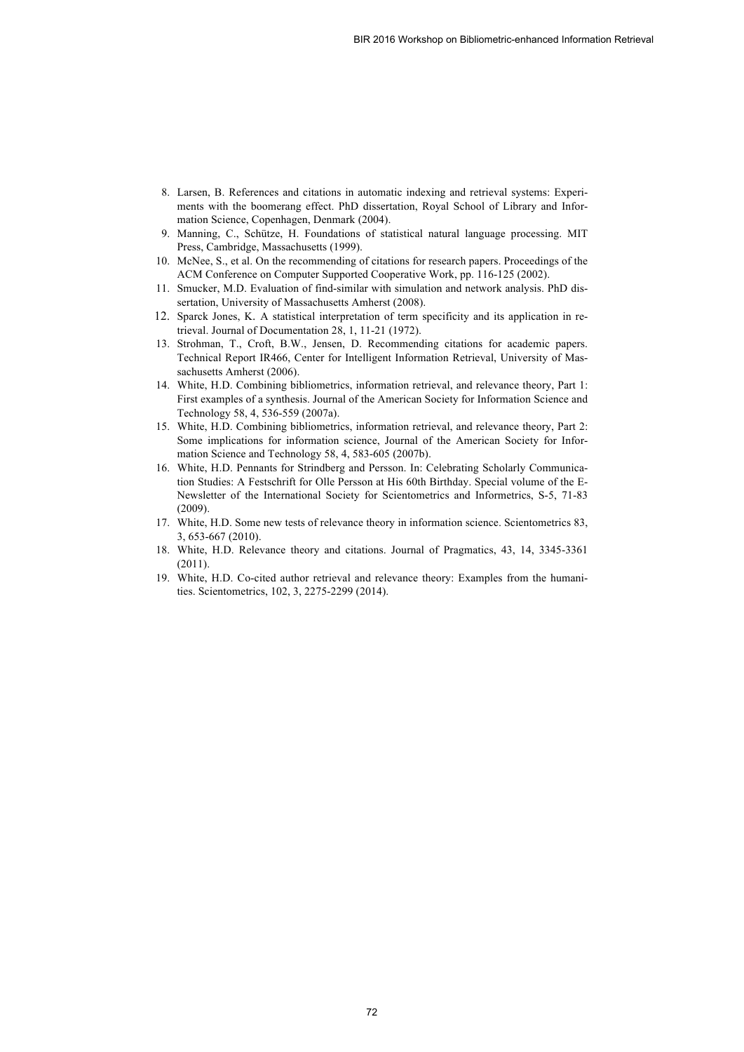8. Larsen, B. References and citations in automatic indexing and retrieval systems: Experiments with the boomerang effect. PhD dissertation, Royal School of Library and Information Science, Copenhagen, Denmark (2004).
9. Manning, C., Schütze, H. Foundations of statistical natural language processing. MIT Press, Cambridge, Massachusetts (1999).
10. McNee, S., et al. On the recommending of citations for research papers. Proceedings of the ACM Conference on Computer Supported Cooperative Work, pp. 116-125 (2002).
11. Smucker, M.D. Evaluation of find-similar with simulation and network analysis. PhD dissertation, University of Massachusetts Amherst (2008).
12. Sparck Jones, K. A statistical interpretation of term specificity and its application in retrieval. Journal of Documentation 28, 1, 11-21 (1972).
13. Strohman, T., Croft, B.W., Jensen, D. Recommending citations for academic papers. Technical Report IR466, Center for Intelligent Information Retrieval, University of Massachusetts Amherst (2006).
14. White, H.D. Combining bibliometrics, information retrieval, and relevance theory, Part 1: First examples of a synthesis. Journal of the American Society for Information Science and Technology 58, 4, 536-559 (2007a).
15. White, H.D. Combining bibliometrics, information retrieval, and relevance theory, Part 2: Some implications for information science, Journal of the American Society for Information Science and Technology 58, 4, 583-605 (2007b).
16. White, H.D. Pennants for Strindberg and Persson. In: Celebrating Scholarly Communication Studies: A Festschrift for Olle Persson at His 60th Birthday. Special volume of the E-Newsletter of the International Society for Scientometrics and Informetrics, S-5, 71-83 (2009).
17. White, H.D. Some new tests of relevance theory in information science. Scientometrics 83, 3, 653-667 (2010).
18. White, H.D. Relevance theory and citations. Journal of Pragmatics, 43, 14, 3345-3361 (2011).
19. White, H.D. Co-cited author retrieval and relevance theory: Examples from the humanities. Scientometrics, 102, 3, 2275-2299 (2014).